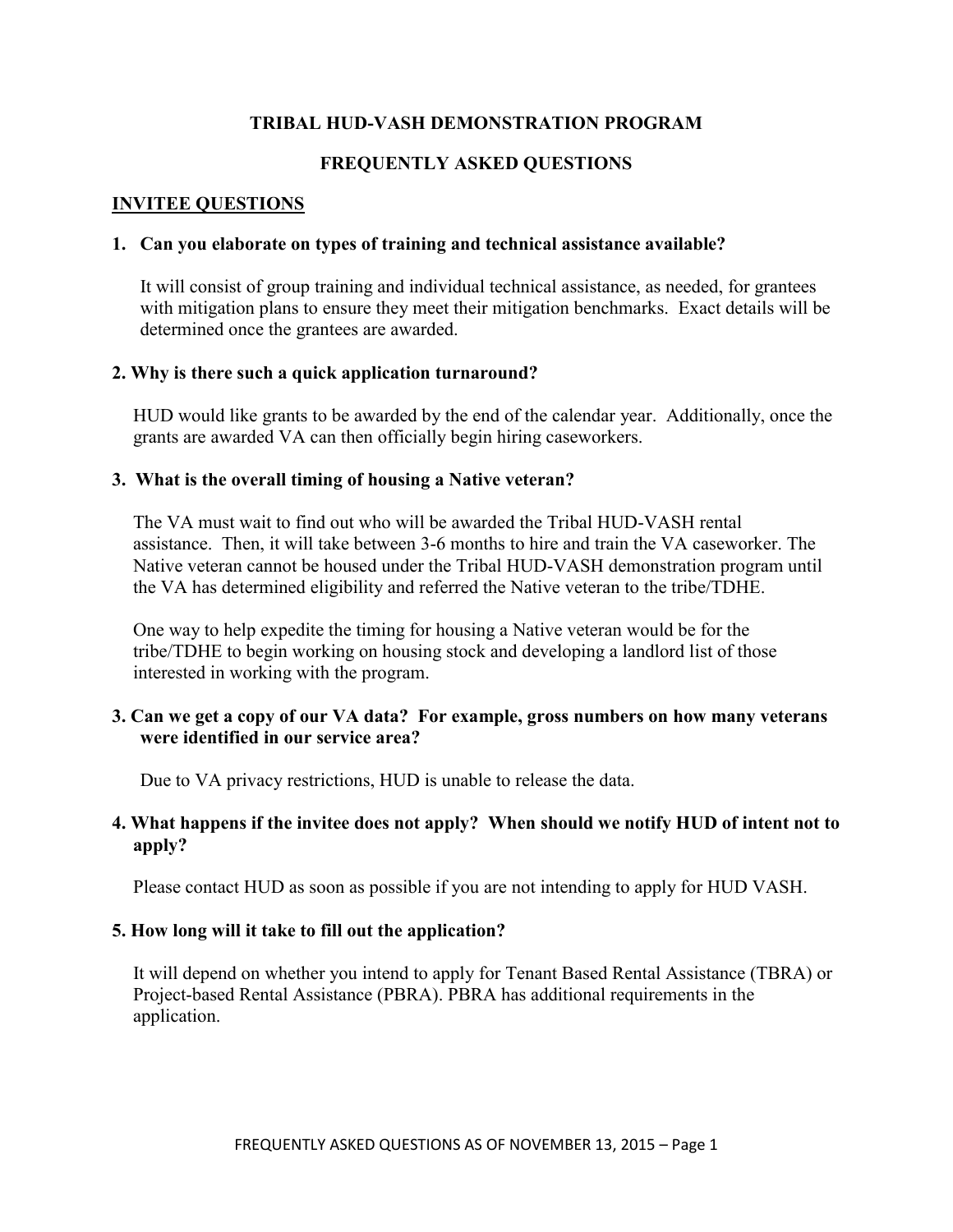**TRIBAL HUD-VASH DEMONSTRATION PROGRAM**

**FREQUENTLY ASKED QUESTIONS**

## INVITEE QUESTIONS

**1. Can you elaborate on types of training and technical assistance available?**

It will consist of group training and individual technical assistance, as needed, for grantees with mitigation plans to ensure they meet their mitigation benchmarks. Exact details will be determined once the grantees are awarded.

**2. Why is there such a quick application turnaround?**

HUD would like grants to be awarded by the end of the calendar year. Additionally, once the grants are awarded VA can then officially begin hiring caseworkers.

**3. What is the overall timing of housing a Native veteran?**

The VA must wait to find out who will be awarded the Tribal HUD-VASH rental assistance. Then, it will take between 3-6 months to hire and train the VA caseworker. The Native veteran cannot be housed under the Tribal HUD-VASH demonstration program until the VA has determined eligibility and referred the Native veteran to the tribe/TDHE.

One way to help expedite the timing for housing a Native veteran would be for the tribe/TDHE to begin working on housing stock and developing a landlord list of those interested in working with the program.

**3. Can we get a copy of our VA data? For example, gross numbers on how many veterans were identified in our service area?**

Due to VA privacy restrictions, HUD is unable to release the data.

**4. What happens if the invitee does not apply? When should we notify HUD of intent not to apply?**

Please contact HUD as soon as possible if you are not intending to apply for HUD VASH.

**5. How long will it take to fill out the application?**

It will depend on whether you intend to apply for Tenant Based Rental Assistance (TBRA) or Project-based Rental Assistance (PBRA). PBRA has additional requirements in the application.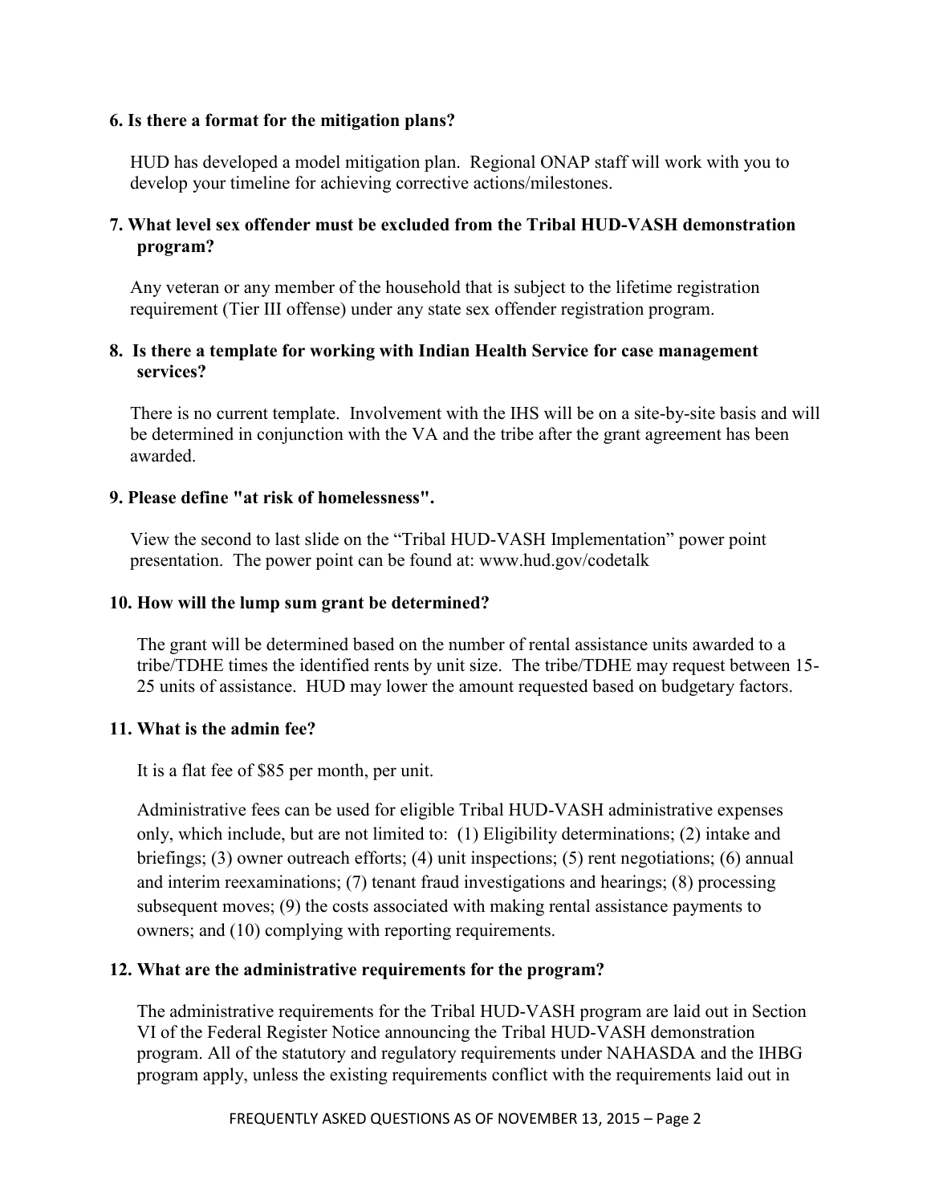**6. Is there a format for the mitigation plans?**

HUD has developed a model mitigation plan. Regional ONAP staff will work with you to develop your timeline for achieving corrective actions/milestones.

**7. What level sex offender must be excluded from the Tribal HUD-VASH demonstration program?**

Any veteran or any member of the household that is subject to the lifetime registration requirement (Tier III offense) under any state sex offender registration program.

**8. Is there a template for working with Indian Health Service for case management services?**

There is no current template. Involvement with the IHS will be on a site-by-site basis and will be determined in conjunction with the VA and the tribe after the grant agreement has been awarded.

**9. Please define "at risk of homelessness".**

View the second to last slide on the "Tribal HUD-VASH Implementation" power point presentation. The power point can be found at: www.hud.gov/codetalk

**10. How will the lump sum grant be determined?**

The grant will be determined based on the number of rental assistance units awarded to a tribe/TDHE times the identified rents by unit size. The tribe/TDHE may request between 15-25 units of assistance. HUD may lower the amount requested based on budgetary factors.

**11. What is the admin fee?**

It is a flat fee of $85 per month, per unit.

Administrative fees can be used for eligible Tribal HUD-VASH administrative expenses only, which include, but are not limited to: (1) Eligibility determinations; (2) intake and briefings; (3) owner outreach efforts; (4) unit inspections; (5) rent negotiations; (6) annual and interim reexaminations; (7) tenant fraud investigations and hearings; (8) processing subsequent moves; (9) the costs associated with making rental assistance payments to owners; and (10) complying with reporting requirements.

**12. What are the administrative requirements for the program?**

The administrative requirements for the Tribal HUD-VASH program are laid out in Section VI of the Federal Register Notice announcing the Tribal HUD-VASH demonstration program. All of the statutory and regulatory requirements under NAHASDA and the IHBG program apply, unless the existing requirements conflict with the requirements laid out in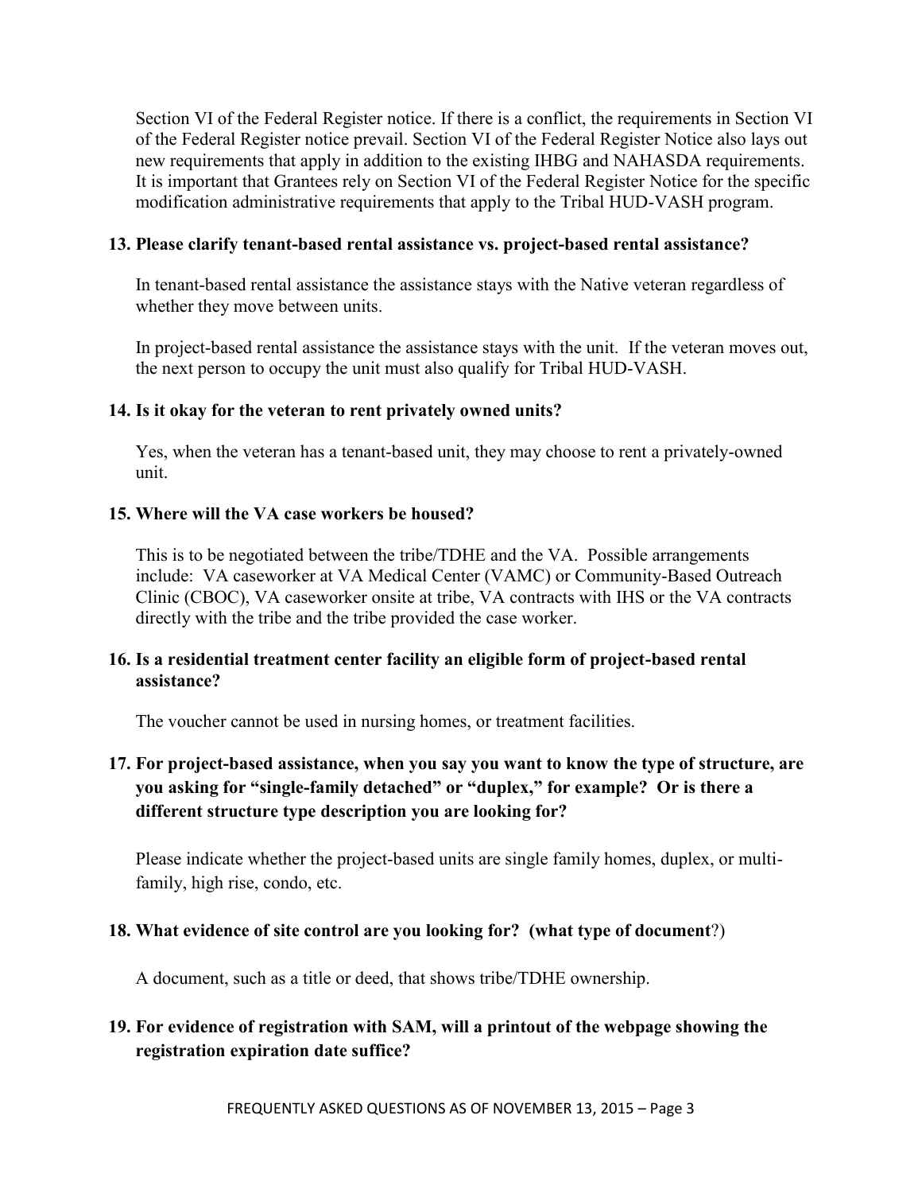Section VI of the Federal Register notice. If there is a conflict, the requirements in Section VI of the Federal Register notice prevail. Section VI of the Federal Register Notice also lays out new requirements that apply in addition to the existing IHBG and NAHASDA requirements. It is important that Grantees rely on Section VI of the Federal Register Notice for the specific modification administrative requirements that apply to the Tribal HUD-VASH program.

**13. Please clarify tenant-based rental assistance vs. project-based rental assistance?**

In tenant-based rental assistance the assistance stays with the Native veteran regardless of whether they move between units.

In project-based rental assistance the assistance stays with the unit. If the veteran moves out, the next person to occupy the unit must also qualify for Tribal HUD-VASH.

**14. Is it okay for the veteran to rent privately owned units?**

Yes, when the veteran has a tenant-based unit, they may choose to rent a privately-owned unit.

**15. Where will the VA case workers be housed?**

This is to be negotiated between the tribe/TDHE and the VA. Possible arrangements include: VA caseworker at VA Medical Center (VAMC) or Community-Based Outreach Clinic (CBOC), VA caseworker onsite at tribe, VA contracts with IHS or the VA contracts directly with the tribe and the tribe provided the case worker.

**16. Is a residential treatment center facility an eligible form of project-based rental assistance?**

The voucher cannot be used in nursing homes, or treatment facilities.

**17. For project-based assistance, when you say you want to know the type of structure, are you asking for "single-family detached" or "duplex," for example? Or is there a different structure type description you are looking for?**

Please indicate whether the project-based units are single family homes, duplex, or multi-family, high rise, condo, etc.

**18. What evidence of site control are you looking for? (what type of document?)**

A document, such as a title or deed, that shows tribe/TDHE ownership.

**19. For evidence of registration with SAM, will a printout of the webpage showing the registration expiration date suffice?**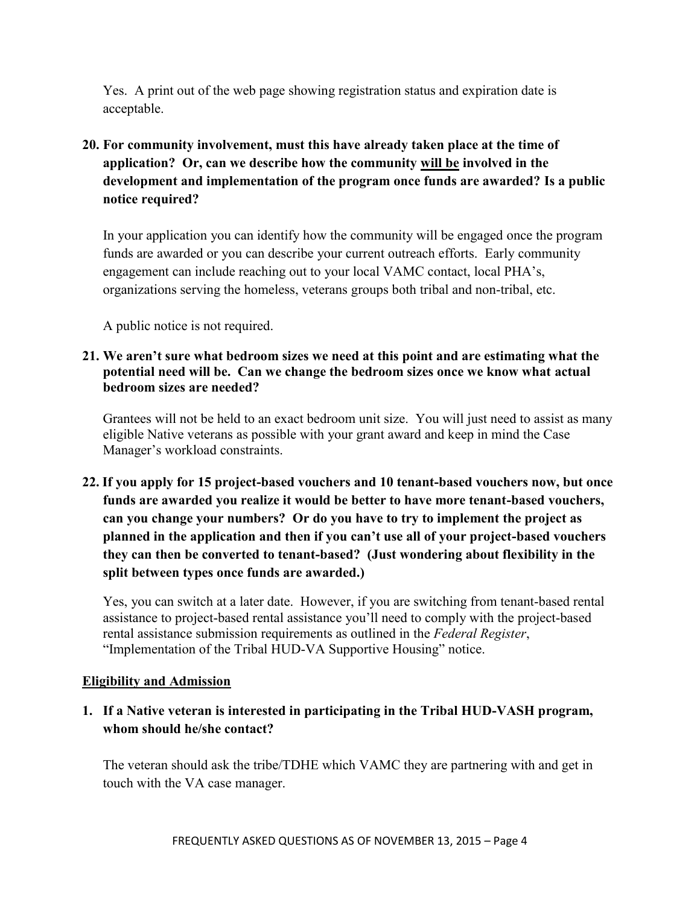Yes. A print out of the web page showing registration status and expiration date is acceptable.

**20. For community involvement, must this have already taken place at the time of application? Or, can we describe how the community <u>will be</u> involved in the development and implementation of the program once funds are awarded? Is a public notice required?**

In your application you can identify how the community will be engaged once the program funds are awarded or you can describe your current outreach efforts. Early community engagement can include reaching out to your local VAMC contact, local PHA's, organizations serving the homeless, veterans groups both tribal and non-tribal, etc.

A public notice is not required.

**21. We aren't sure what bedroom sizes we need at this point and are estimating what the potential need will be. Can we change the bedroom sizes once we know what actual bedroom sizes are needed?**

Grantees will not be held to an exact bedroom unit size. You will just need to assist as many eligible Native veterans as possible with your grant award and keep in mind the Case Manager's workload constraints.

**22. If you apply for 15 project-based vouchers and 10 tenant-based vouchers now, but once funds are awarded you realize it would be better to have more tenant-based vouchers, can you change your numbers? Or do you have to try to implement the project as planned in the application and then if you can't use all of your project-based vouchers they can then be converted to tenant-based? (Just wondering about flexibility in the split between types once funds are awarded.)**

Yes, you can switch at a later date. However, if you are switching from tenant-based rental assistance to project-based rental assistance you'll need to comply with the project-based rental assistance submission requirements as outlined in the *Federal Register*, "Implementation of the Tribal HUD-VA Supportive Housing" notice.

## <u>Eligibility and Admission</u>

**1. If a Native veteran is interested in participating in the Tribal HUD-VASH program, whom should he/she contact?**

The veteran should ask the tribe/TDHE which VAMC they are partnering with and get in touch with the VA case manager.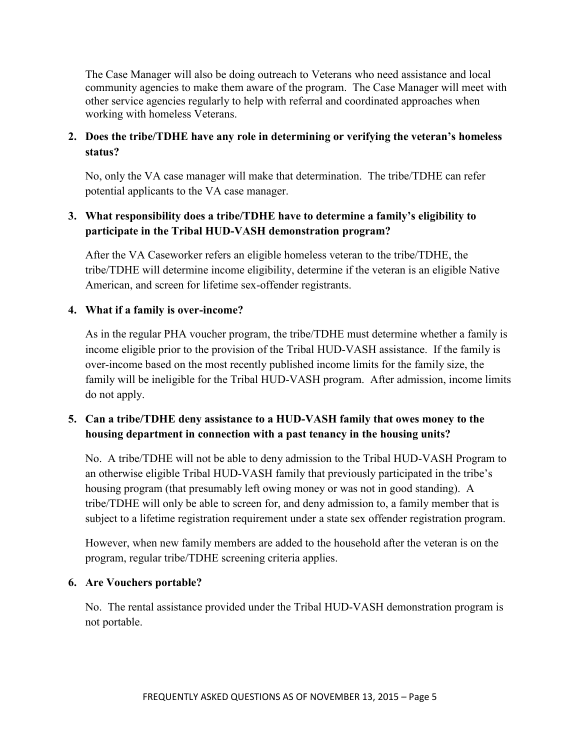The Case Manager will also be doing outreach to Veterans who need assistance and local community agencies to make them aware of the program. The Case Manager will meet with other service agencies regularly to help with referral and coordinated approaches when working with homeless Veterans.

2. **Does the tribe/TDHE have any role in determining or verifying the veteran's homeless status?**

   No, only the VA case manager will make that determination. The tribe/TDHE can refer potential applicants to the VA case manager.

3. **What responsibility does a tribe/TDHE have to determine a family's eligibility to participate in the Tribal HUD-VASH demonstration program?**

   After the VA Caseworker refers an eligible homeless veteran to the tribe/TDHE, the tribe/TDHE will determine income eligibility, determine if the veteran is an eligible Native American, and screen for lifetime sex-offender registrants.

4. **What if a family is over-income?**

   As in the regular PHA voucher program, the tribe/TDHE must determine whether a family is income eligible prior to the provision of the Tribal HUD-VASH assistance. If the family is over-income based on the most recently published income limits for the family size, the family will be ineligible for the Tribal HUD-VASH program. After admission, income limits do not apply.

5. **Can a tribe/TDHE deny assistance to a HUD-VASH family that owes money to the housing department in connection with a past tenancy in the housing units?**

   No. A tribe/TDHE will not be able to deny admission to the Tribal HUD-VASH Program to an otherwise eligible Tribal HUD-VASH family that previously participated in the tribe's housing program (that presumably left owing money or was not in good standing). A tribe/TDHE will only be able to screen for, and deny admission to, a family member that is subject to a lifetime registration requirement under a state sex offender registration program.

   However, when new family members are added to the household after the veteran is on the program, regular tribe/TDHE screening criteria applies.

6. **Are Vouchers portable?**

   No. The rental assistance provided under the Tribal HUD-VASH demonstration program is not portable.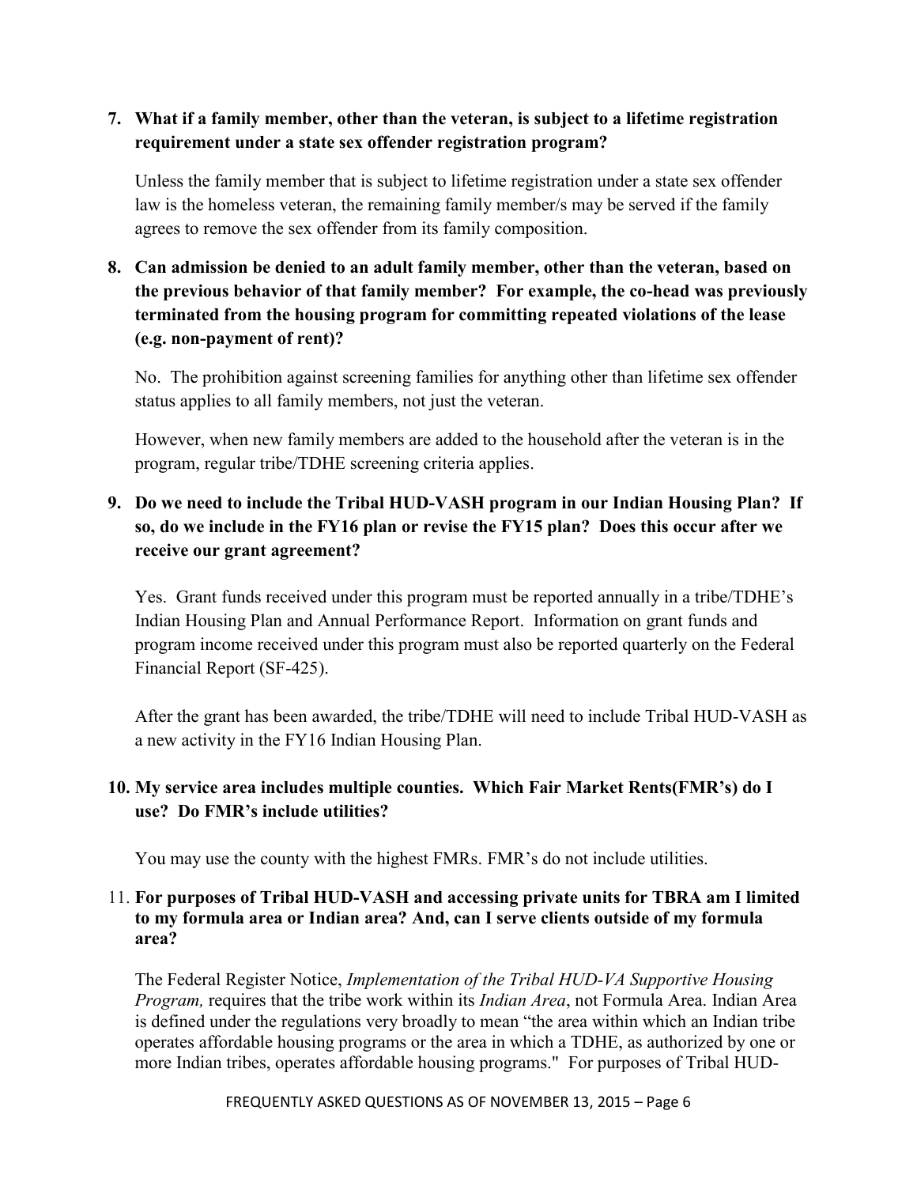**7. What if a family member, other than the veteran, is subject to a lifetime registration requirement under a state sex offender registration program?**

Unless the family member that is subject to lifetime registration under a state sex offender law is the homeless veteran, the remaining family member/s may be served if the family agrees to remove the sex offender from its family composition.

**8. Can admission be denied to an adult family member, other than the veteran, based on the previous behavior of that family member? For example, the co-head was previously terminated from the housing program for committing repeated violations of the lease (e.g. non-payment of rent)?**

No. The prohibition against screening families for anything other than lifetime sex offender status applies to all family members, not just the veteran.

However, when new family members are added to the household after the veteran is in the program, regular tribe/TDHE screening criteria applies.

**9. Do we need to include the Tribal HUD-VASH program in our Indian Housing Plan? If so, do we include in the FY16 plan or revise the FY15 plan? Does this occur after we receive our grant agreement?**

Yes. Grant funds received under this program must be reported annually in a tribe/TDHE's Indian Housing Plan and Annual Performance Report. Information on grant funds and program income received under this program must also be reported quarterly on the Federal Financial Report (SF-425).

After the grant has been awarded, the tribe/TDHE will need to include Tribal HUD-VASH as a new activity in the FY16 Indian Housing Plan.

**10. My service area includes multiple counties. Which Fair Market Rents(FMR's) do I use? Do FMR's include utilities?**

You may use the county with the highest FMRs. FMR's do not include utilities.

**11. For purposes of Tribal HUD-VASH and accessing private units for TBRA am I limited to my formula area or Indian area? And, can I serve clients outside of my formula area?**

The Federal Register Notice, *Implementation of the Tribal HUD-VA Supportive Housing Program,* requires that the tribe work within its *Indian Area*, not Formula Area. Indian Area is defined under the regulations very broadly to mean "the area within which an Indian tribe operates affordable housing programs or the area in which a TDHE, as authorized by one or more Indian tribes, operates affordable housing programs." For purposes of Tribal HUD-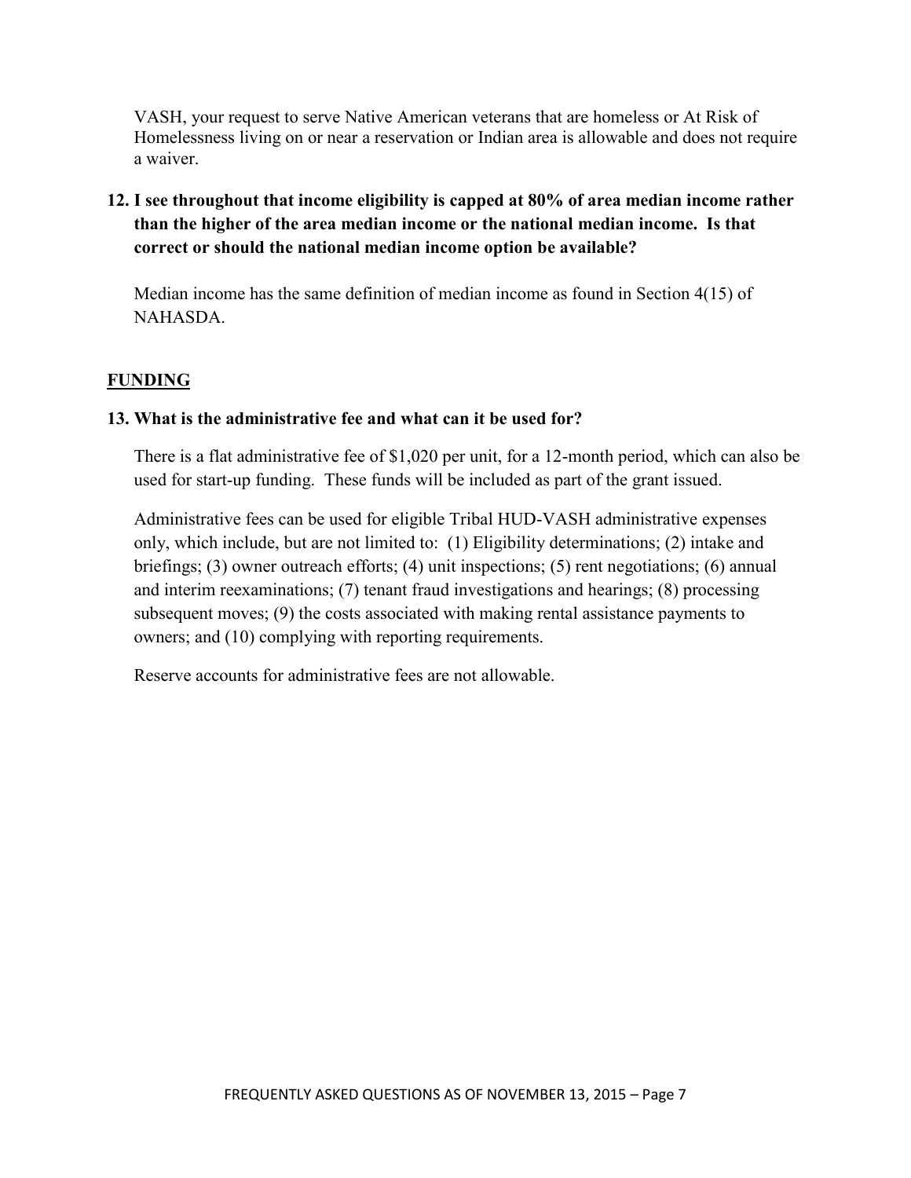VASH, your request to serve Native American veterans that are homeless or At Risk of Homelessness living on or near a reservation or Indian area is allowable and does not require a waiver.

**12. I see throughout that income eligibility is capped at 80% of area median income rather than the higher of the area median income or the national median income. Is that correct or should the national median income option be available?**

Median income has the same definition of median income as found in Section 4(15) of NAHASDA.

## FUNDING

**13. What is the administrative fee and what can it be used for?**

There is a flat administrative fee of $1,020 per unit, for a 12-month period, which can also be used for start-up funding. These funds will be included as part of the grant issued.

Administrative fees can be used for eligible Tribal HUD-VASH administrative expenses only, which include, but are not limited to: (1) Eligibility determinations; (2) intake and briefings; (3) owner outreach efforts; (4) unit inspections; (5) rent negotiations; (6) annual and interim reexaminations; (7) tenant fraud investigations and hearings; (8) processing subsequent moves; (9) the costs associated with making rental assistance payments to owners; and (10) complying with reporting requirements.

Reserve accounts for administrative fees are not allowable.